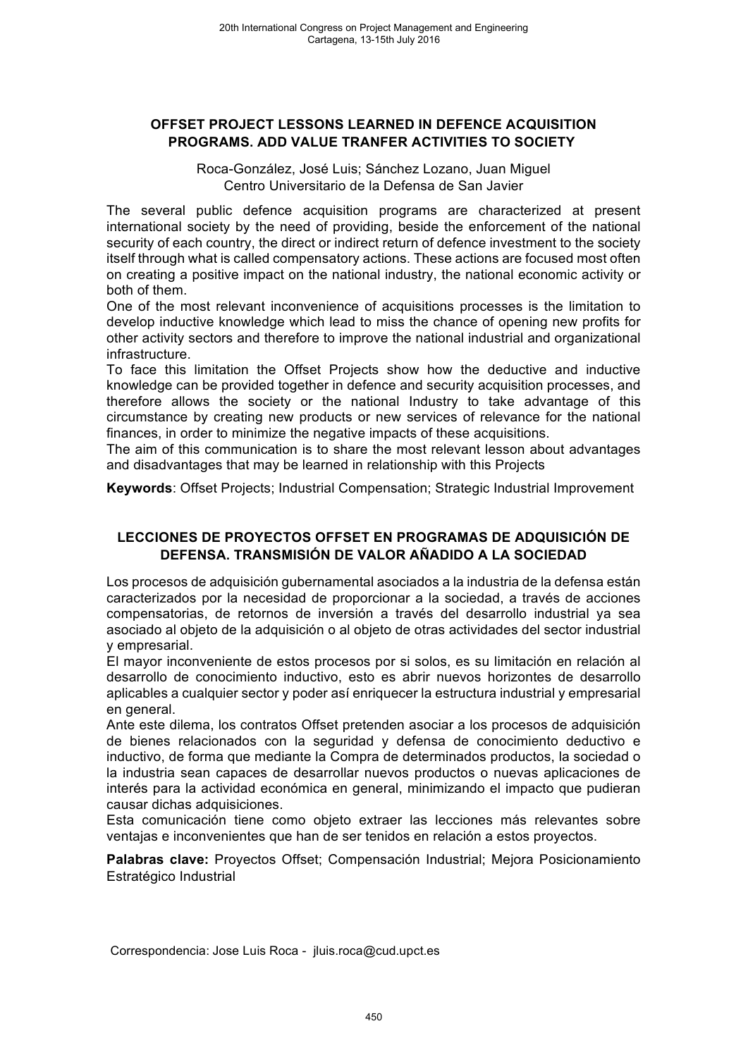# OFFSET PROJECT LESSONS LEARNED IN DEFENCE ACQUISITION PROGRAMS. ADD VALUE TRANFER ACTIVITIES TO SOCIETY

Roca-González, José Luis; Sánchez Lozano, Juan Miguel
Centro Universitario de la Defensa de San Javier

The several public defence acquisition programs are characterized at present international society by the need of providing, beside the enforcement of the national security of each country, the direct or indirect return of defence investment to the society itself through what is called compensatory actions. These actions are focused most often on creating a positive impact on the national industry, the national economic activity or both of them.

One of the most relevant inconvenience of acquisitions processes is the limitation to develop inductive knowledge which lead to miss the chance of opening new profits for other activity sectors and therefore to improve the national industrial and organizational infrastructure.

To face this limitation the Offset Projects show how the deductive and inductive knowledge can be provided together in defence and security acquisition processes, and therefore allows the society or the national Industry to take advantage of this circumstance by creating new products or new services of relevance for the national finances, in order to minimize the negative impacts of these acquisitions.

The aim of this communication is to share the most relevant lesson about advantages and disadvantages that may be learned in relationship with this Projects

**Keywords**: Offset Projects; Industrial Compensation; Strategic Industrial Improvement

# LECCIONES DE PROYECTOS OFFSET EN PROGRAMAS DE ADQUISICIÓN DE DEFENSA. TRANSMISIÓN DE VALOR AÑADIDO A LA SOCIEDAD

Los procesos de adquisición gubernamental asociados a la industria de la defensa están caracterizados por la necesidad de proporcionar a la sociedad, a través de acciones compensatorias, de retornos de inversión a través del desarrollo industrial ya sea asociado al objeto de la adquisición o al objeto de otras actividades del sector industrial y empresarial.

El mayor inconveniente de estos procesos por si solos, es su limitación en relación al desarrollo de conocimiento inductivo, esto es abrir nuevos horizontes de desarrollo aplicables a cualquier sector y poder así enriquecer la estructura industrial y empresarial en general.

Ante este dilema, los contratos Offset pretenden asociar a los procesos de adquisición de bienes relacionados con la seguridad y defensa de conocimiento deductivo e inductivo, de forma que mediante la Compra de determinados productos, la sociedad o la industria sean capaces de desarrollar nuevos productos o nuevas aplicaciones de interés para la actividad económica en general, minimizando el impacto que pudieran causar dichas adquisiciones.

Esta comunicación tiene como objeto extraer las lecciones más relevantes sobre ventajas e inconvenientes que han de ser tenidos en relación a estos proyectos.

**Palabras clave:** Proyectos Offset; Compensación Industrial; Mejora Posicionamiento Estratégico Industrial

Correspondencia: Jose Luis Roca - jluis.roca@cud.upct.es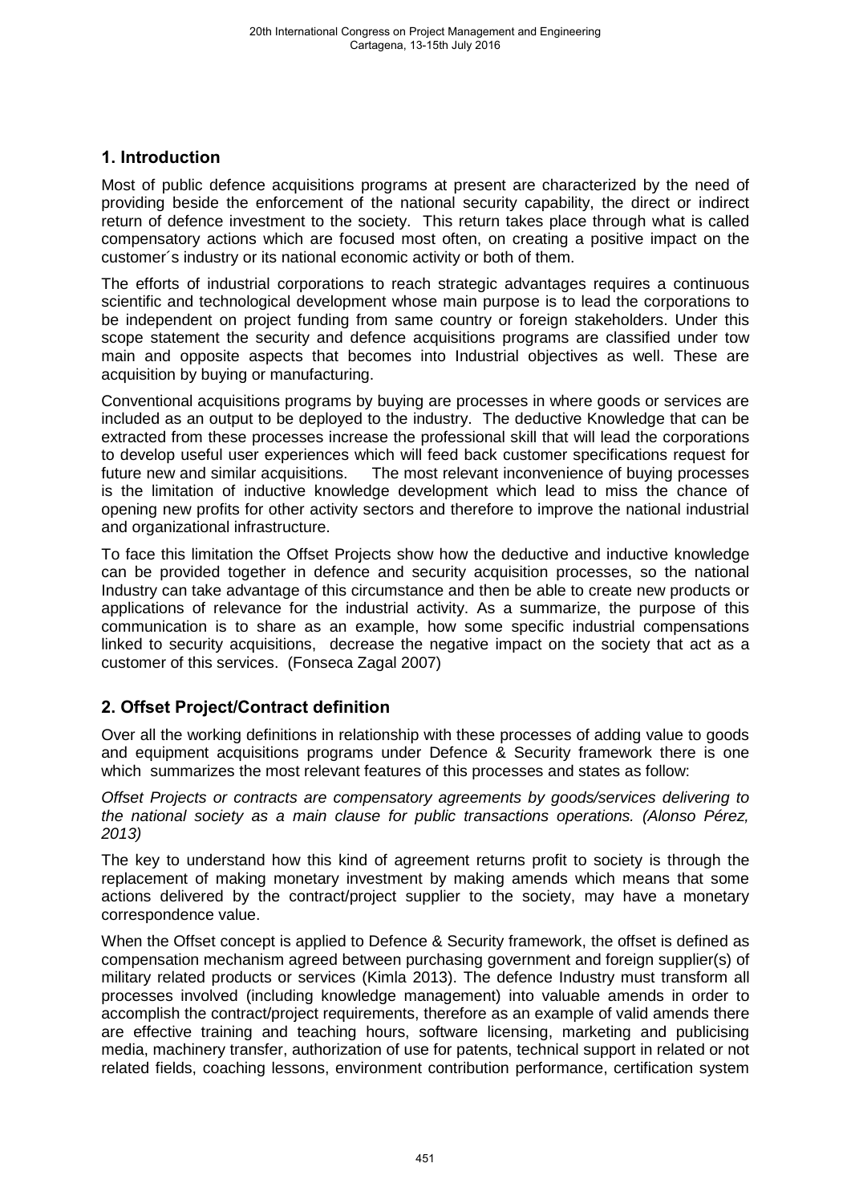## 1. Introduction

Most of public defence acquisitions programs at present are characterized by the need of providing beside the enforcement of the national security capability, the direct or indirect return of defence investment to the society. This return takes place through what is called compensatory actions which are focused most often, on creating a positive impact on the customer´s industry or its national economic activity or both of them.

The efforts of industrial corporations to reach strategic advantages requires a continuous scientific and technological development whose main purpose is to lead the corporations to be independent on project funding from same country or foreign stakeholders. Under this scope statement the security and defence acquisitions programs are classified under tow main and opposite aspects that becomes into Industrial objectives as well. These are acquisition by buying or manufacturing.

Conventional acquisitions programs by buying are processes in where goods or services are included as an output to be deployed to the industry. The deductive Knowledge that can be extracted from these processes increase the professional skill that will lead the corporations to develop useful user experiences which will feed back customer specifications request for future new and similar acquisitions. The most relevant inconvenience of buying processes is the limitation of inductive knowledge development which lead to miss the chance of opening new profits for other activity sectors and therefore to improve the national industrial and organizational infrastructure.

To face this limitation the Offset Projects show how the deductive and inductive knowledge can be provided together in defence and security acquisition processes, so the national Industry can take advantage of this circumstance and then be able to create new products or applications of relevance for the industrial activity. As a summarize, the purpose of this communication is to share as an example, how some specific industrial compensations linked to security acquisitions, decrease the negative impact on the society that act as a customer of this services. (Fonseca Zagal 2007)

## 2. Offset Project/Contract definition

Over all the working definitions in relationship with these processes of adding value to goods and equipment acquisitions programs under Defence & Security framework there is one which summarizes the most relevant features of this processes and states as follow:

*Offset Projects or contracts are compensatory agreements by goods/services delivering to the national society as a main clause for public transactions operations. (Alonso Pérez, 2013)*

The key to understand how this kind of agreement returns profit to society is through the replacement of making monetary investment by making amends which means that some actions delivered by the contract/project supplier to the society, may have a monetary correspondence value.

When the Offset concept is applied to Defence & Security framework, the offset is defined as compensation mechanism agreed between purchasing government and foreign supplier(s) of military related products or services (Kimla 2013). The defence Industry must transform all processes involved (including knowledge management) into valuable amends in order to accomplish the contract/project requirements, therefore as an example of valid amends there are effective training and teaching hours, software licensing, marketing and publicising media, machinery transfer, authorization of use for patents, technical support in related or not related fields, coaching lessons, environment contribution performance, certification system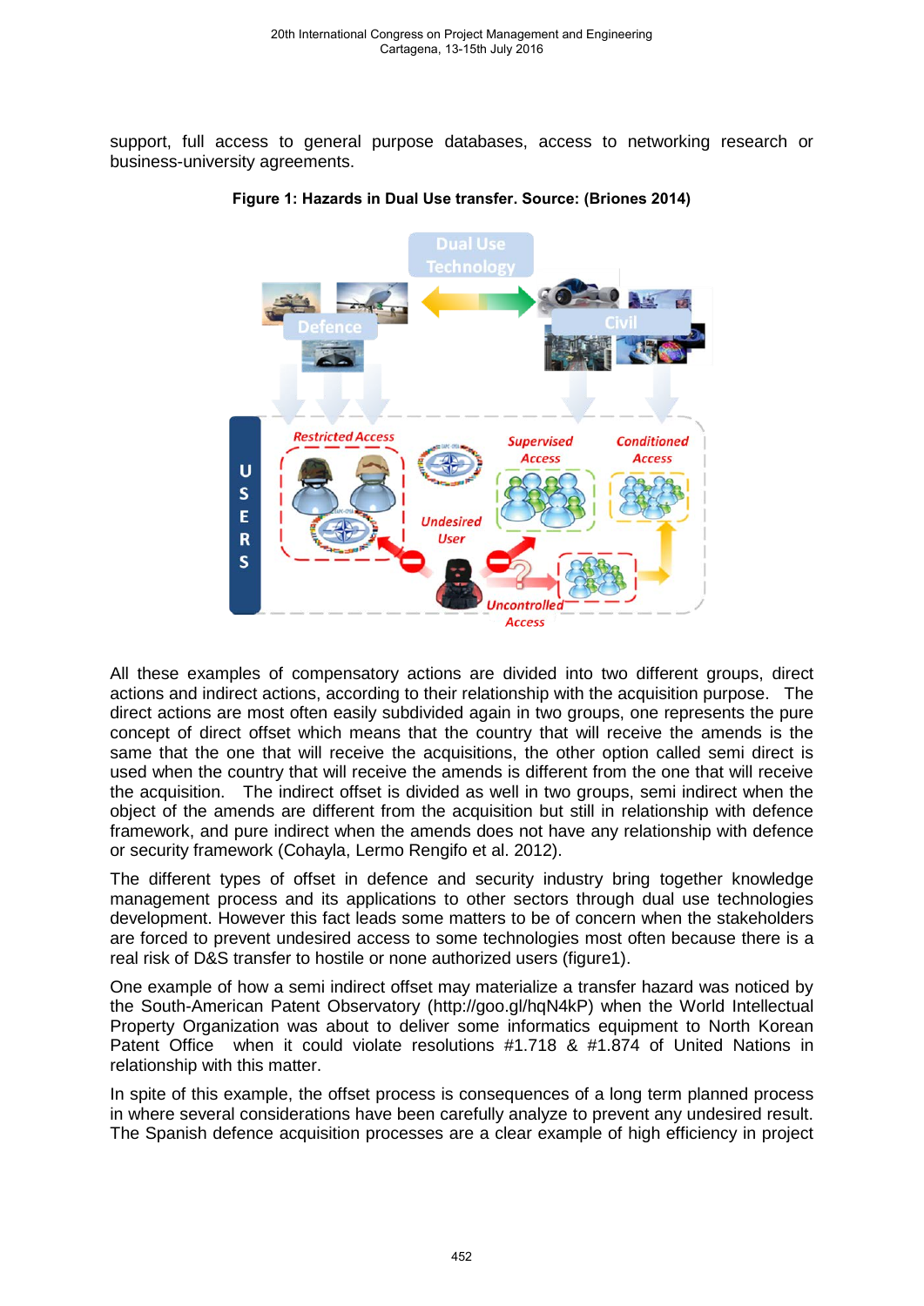support, full access to general purpose databases, access to networking research or business-university agreements.

**Figure 1: Hazards in Dual Use transfer. Source: (Briones 2014)**

All these examples of compensatory actions are divided into two different groups, direct actions and indirect actions, according to their relationship with the acquisition purpose. The direct actions are most often easily subdivided again in two groups, one represents the pure concept of direct offset which means that the country that will receive the amends is the same that the one that will receive the acquisitions, the other option called semi direct is used when the country that will receive the amends is different from the one that will receive the acquisition. The indirect offset is divided as well in two groups, semi indirect when the object of the amends are different from the acquisition but still in relationship with defence framework, and pure indirect when the amends does not have any relationship with defence or security framework (Cohayla, Lermo Rengifo et al. 2012).

The different types of offset in defence and security industry bring together knowledge management process and its applications to other sectors through dual use technologies development. However this fact leads some matters to be of concern when the stakeholders are forced to prevent undesired access to some technologies most often because there is a real risk of D&S transfer to hostile or none authorized users (figure1).

One example of how a semi indirect offset may materialize a transfer hazard was noticed by the South-American Patent Observatory (http://goo.gl/hqN4kP) when the World Intellectual Property Organization was about to deliver some informatics equipment to North Korean Patent Office when it could violate resolutions #1.718 & #1.874 of United Nations in relationship with this matter.

In spite of this example, the offset process is consequences of a long term planned process in where several considerations have been carefully analyze to prevent any undesired result. The Spanish defence acquisition processes are a clear example of high efficiency in project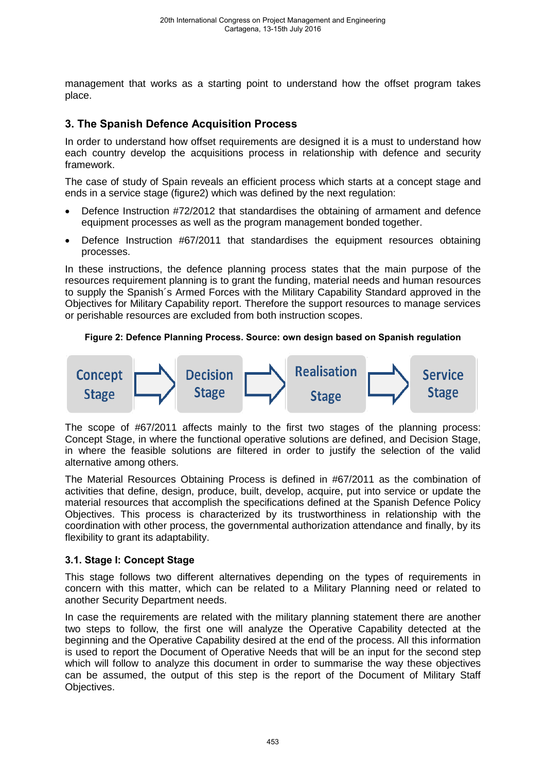management that works as a starting point to understand how the offset program takes place.

## 3. The Spanish Defence Acquisition Process

In order to understand how offset requirements are designed it is a must to understand how each country develop the acquisitions process in relationship with defence and security framework.

The case of study of Spain reveals an efficient process which starts at a concept stage and ends in a service stage (figure2) which was defined by the next regulation:

- Defence Instruction #72/2012 that standardises the obtaining of armament and defence equipment processes as well as the program management bonded together.
- Defence Instruction #67/2011 that standardises the equipment resources obtaining processes.

In these instructions, the defence planning process states that the main purpose of the resources requirement planning is to grant the funding, material needs and human resources to supply the Spanish´s Armed Forces with the Military Capability Standard approved in the Objectives for Military Capability report. Therefore the support resources to manage services or perishable resources are excluded from both instruction scopes.

**Figure 2: Defence Planning Process. Source: own design based on Spanish regulation**

Concept Stage → Decision Stage → Realisation Stage → Service Stage

The scope of #67/2011 affects mainly to the first two stages of the planning process: Concept Stage, in where the functional operative solutions are defined, and Decision Stage, in where the feasible solutions are filtered in order to justify the selection of the valid alternative among others.

The Material Resources Obtaining Process is defined in #67/2011 as the combination of activities that define, design, produce, built, develop, acquire, put into service or update the material resources that accomplish the specifications defined at the Spanish Defence Policy Objectives. This process is characterized by its trustworthiness in relationship with the coordination with other process, the governmental authorization attendance and finally, by its flexibility to grant its adaptability.

### 3.1. Stage I: Concept Stage

This stage follows two different alternatives depending on the types of requirements in concern with this matter, which can be related to a Military Planning need or related to another Security Department needs.

In case the requirements are related with the military planning statement there are another two steps to follow, the first one will analyze the Operative Capability detected at the beginning and the Operative Capability desired at the end of the process. All this information is used to report the Document of Operative Needs that will be an input for the second step which will follow to analyze this document in order to summarise the way these objectives can be assumed, the output of this step is the report of the Document of Military Staff Objectives.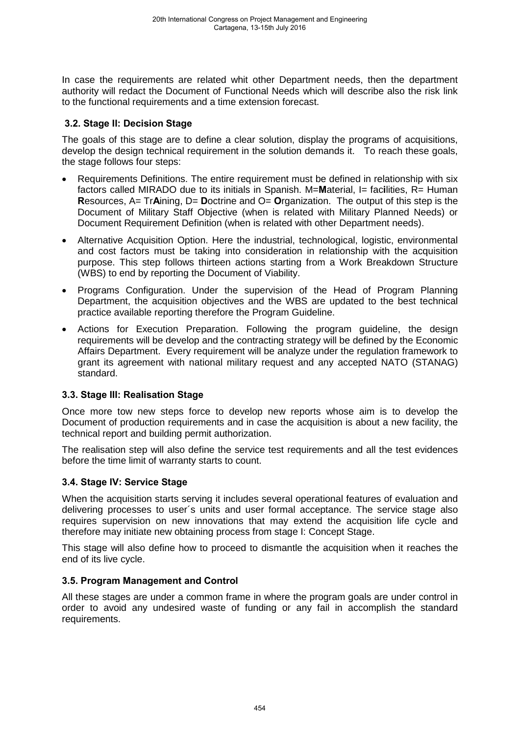In case the requirements are related whit other Department needs, then the department authority will redact the Document of Functional Needs which will describe also the risk link to the functional requirements and a time extension forecast.

### 3.2. Stage II: Decision Stage

The goals of this stage are to define a clear solution, display the programs of acquisitions, develop the design technical requirement in the solution demands it. To reach these goals, the stage follows four steps:

- Requirements Definitions. The entire requirement must be defined in relationship with six factors called MIRADO due to its initials in Spanish. M=**M**aterial, I= fac**i**lities, R= Human **R**esources, A= Tr**A**ining, D= **D**octrine and O= **O**rganization. The output of this step is the Document of Military Staff Objective (when is related with Military Planned Needs) or Document Requirement Definition (when is related with other Department needs).
- Alternative Acquisition Option. Here the industrial, technological, logistic, environmental and cost factors must be taking into consideration in relationship with the acquisition purpose. This step follows thirteen actions starting from a Work Breakdown Structure (WBS) to end by reporting the Document of Viability.
- Programs Configuration. Under the supervision of the Head of Program Planning Department, the acquisition objectives and the WBS are updated to the best technical practice available reporting therefore the Program Guideline.
- Actions for Execution Preparation. Following the program guideline, the design requirements will be develop and the contracting strategy will be defined by the Economic Affairs Department. Every requirement will be analyze under the regulation framework to grant its agreement with national military request and any accepted NATO (STANAG) standard.

### 3.3. Stage III: Realisation Stage

Once more tow new steps force to develop new reports whose aim is to develop the Document of production requirements and in case the acquisition is about a new facility, the technical report and building permit authorization.

The realisation step will also define the service test requirements and all the test evidences before the time limit of warranty starts to count.

### 3.4. Stage IV: Service Stage

When the acquisition starts serving it includes several operational features of evaluation and delivering processes to user´s units and user formal acceptance. The service stage also requires supervision on new innovations that may extend the acquisition life cycle and therefore may initiate new obtaining process from stage I: Concept Stage.

This stage will also define how to proceed to dismantle the acquisition when it reaches the end of its live cycle.

### 3.5. Program Management and Control

All these stages are under a common frame in where the program goals are under control in order to avoid any undesired waste of funding or any fail in accomplish the standard requirements.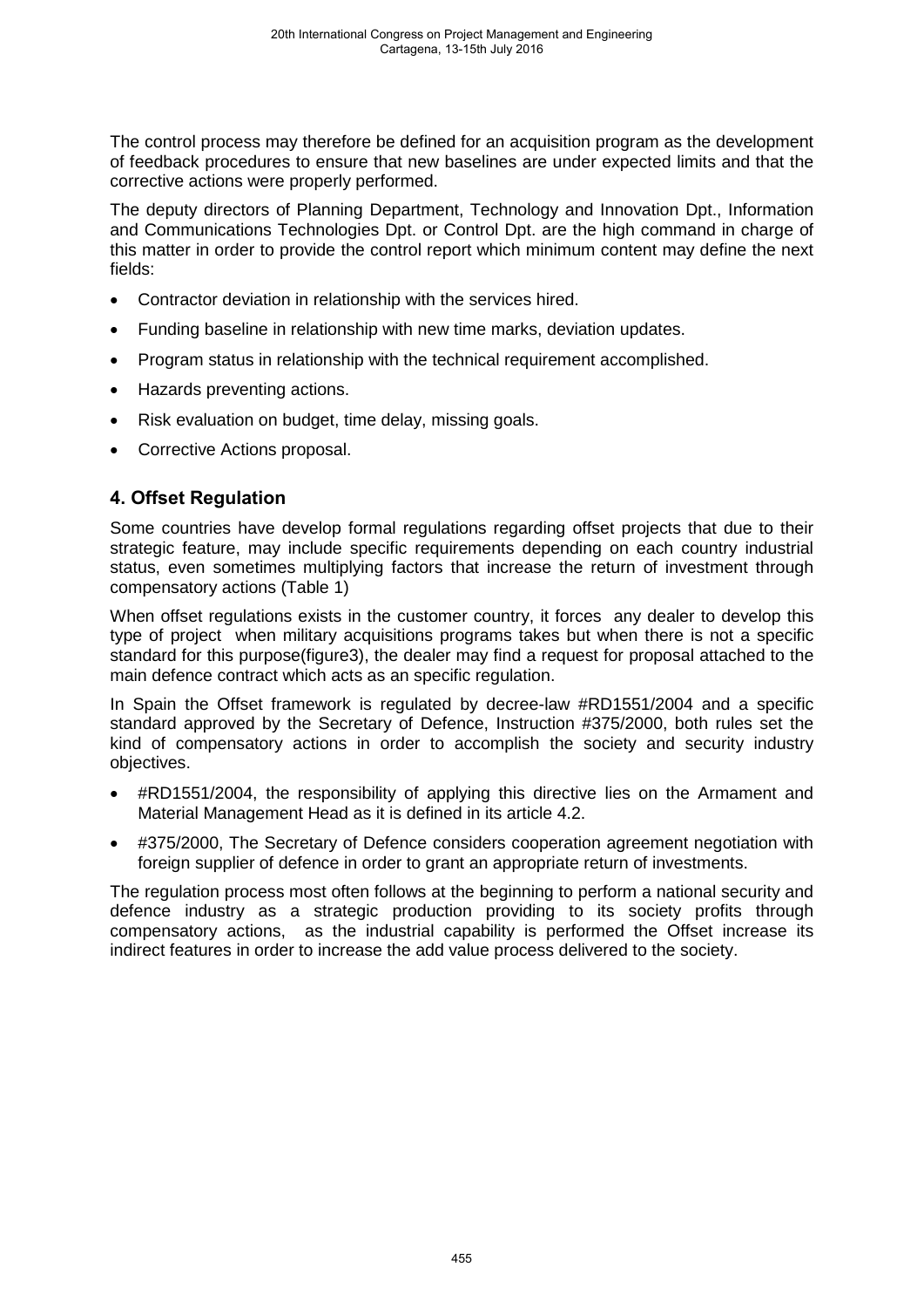The control process may therefore be defined for an acquisition program as the development of feedback procedures to ensure that new baselines are under expected limits and that the corrective actions were properly performed.

The deputy directors of Planning Department, Technology and Innovation Dpt., Information and Communications Technologies Dpt. or Control Dpt. are the high command in charge of this matter in order to provide the control report which minimum content may define the next fields:

- Contractor deviation in relationship with the services hired.
- Funding baseline in relationship with new time marks, deviation updates.
- Program status in relationship with the technical requirement accomplished.
- Hazards preventing actions.
- Risk evaluation on budget, time delay, missing goals.
- Corrective Actions proposal.

## 4. Offset Regulation

Some countries have develop formal regulations regarding offset projects that due to their strategic feature, may include specific requirements depending on each country industrial status, even sometimes multiplying factors that increase the return of investment through compensatory actions (Table 1)

When offset regulations exists in the customer country, it forces any dealer to develop this type of project when military acquisitions programs takes but when there is not a specific standard for this purpose(figure3), the dealer may find a request for proposal attached to the main defence contract which acts as an specific regulation.

In Spain the Offset framework is regulated by decree-law #RD1551/2004 and a specific standard approved by the Secretary of Defence, Instruction #375/2000, both rules set the kind of compensatory actions in order to accomplish the society and security industry objectives.

- #RD1551/2004, the responsibility of applying this directive lies on the Armament and Material Management Head as it is defined in its article 4.2.
- #375/2000, The Secretary of Defence considers cooperation agreement negotiation with foreign supplier of defence in order to grant an appropriate return of investments.

The regulation process most often follows at the beginning to perform a national security and defence industry as a strategic production providing to its society profits through compensatory actions, as the industrial capability is performed the Offset increase its indirect features in order to increase the add value process delivered to the society.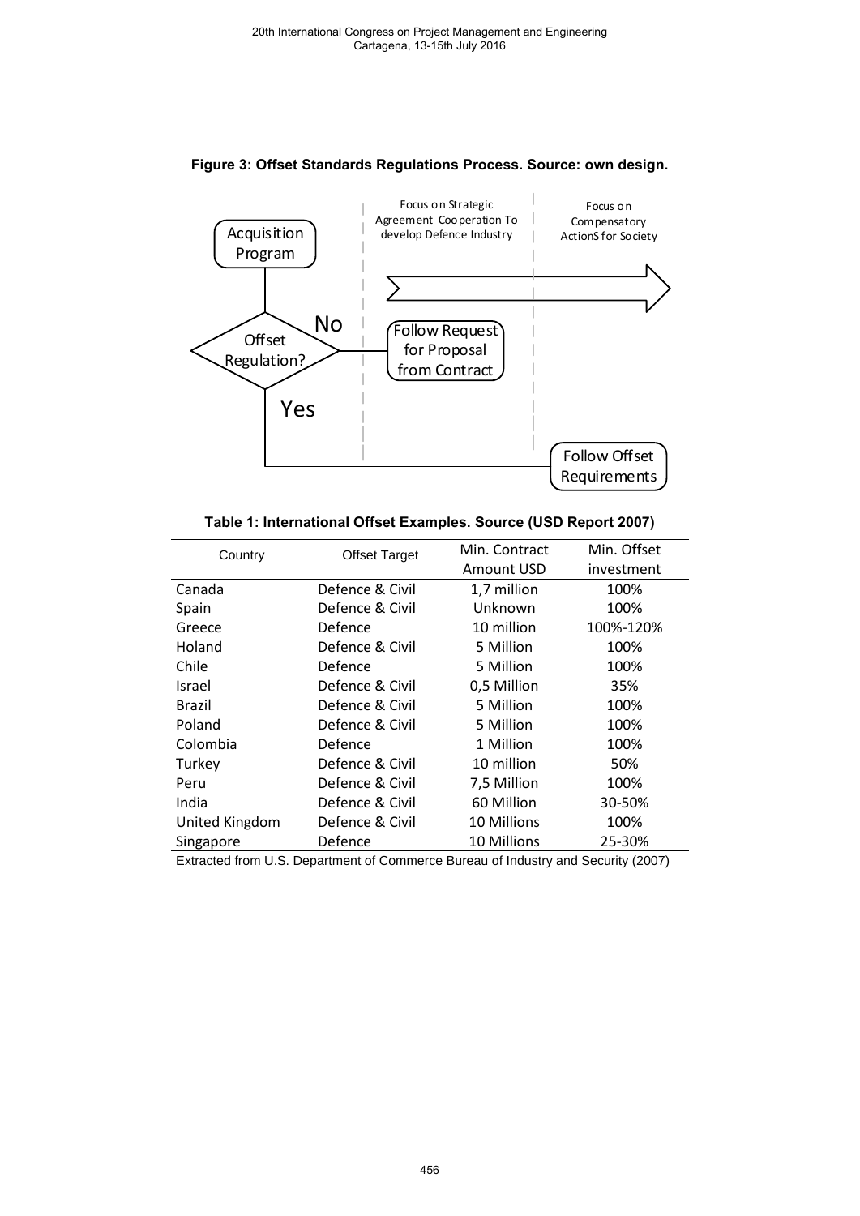**Figure 3: Offset Standards Regulations Process. Source: own design.**

**Table 1: International Offset Examples. Source (USD Report 2007)**

| Country | Offset Target | Min. Contract Amount USD | Min. Offset investment |
|---|---|---|---|
| Canada | Defence & Civil | 1,7 million | 100% |
| Spain | Defence & Civil | Unknown | 100% |
| Greece | Defence | 10 million | 100%-120% |
| Holand | Defence & Civil | 5 Million | 100% |
| Chile | Defence | 5 Million | 100% |
| Israel | Defence & Civil | 0,5 Million | 35% |
| Brazil | Defence & Civil | 5 Million | 100% |
| Poland | Defence & Civil | 5 Million | 100% |
| Colombia | Defence | 1 Million | 100% |
| Turkey | Defence & Civil | 10 million | 50% |
| Peru | Defence & Civil | 7,5 Million | 100% |
| India | Defence & Civil | 60 Million | 30-50% |
| United Kingdom | Defence & Civil | 10 Millions | 100% |
| Singapore | Defence | 10 Millions | 25-30% |

Extracted from U.S. Department of Commerce Bureau of Industry and Security (2007)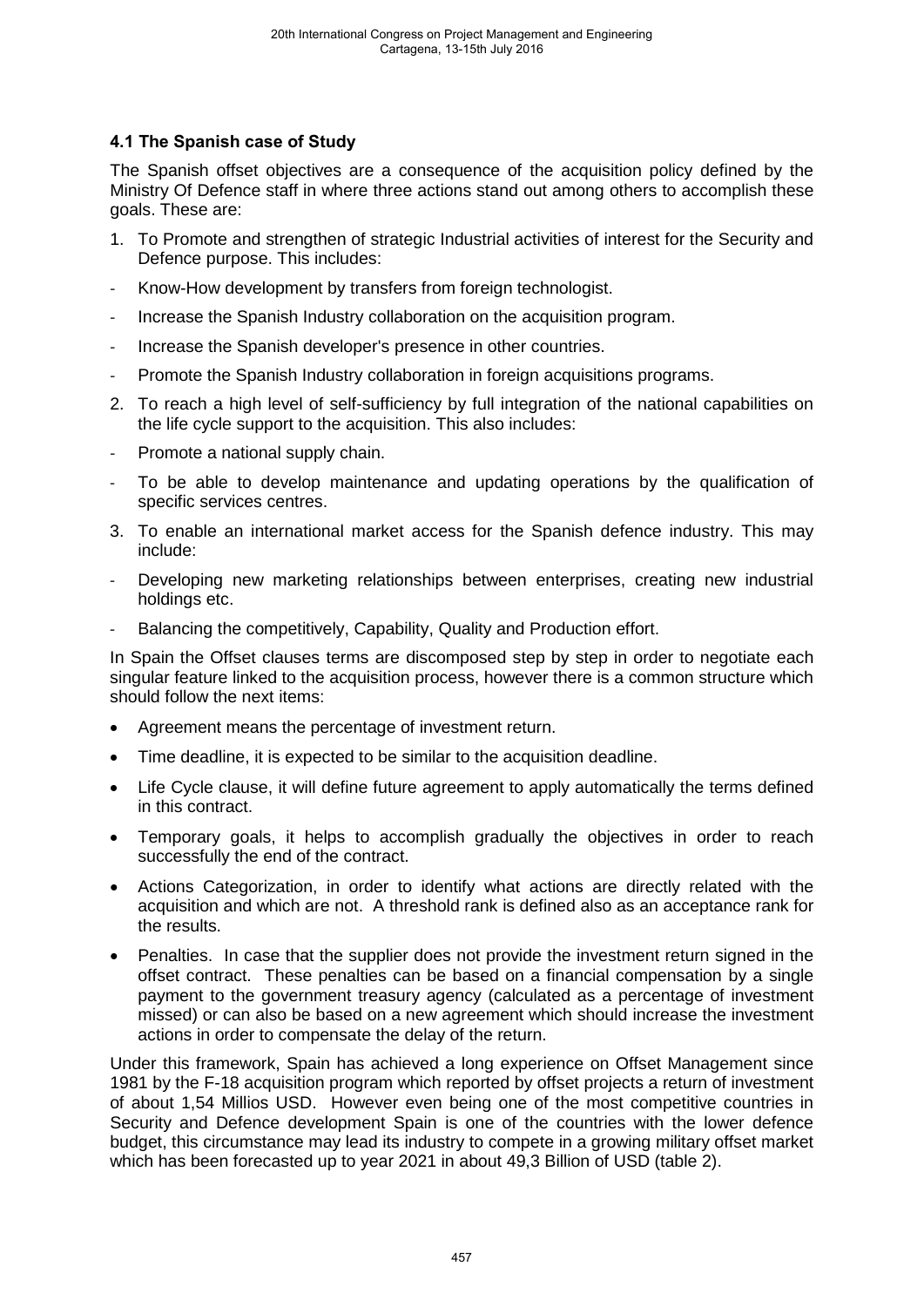### 4.1 The Spanish case of Study

The Spanish offset objectives are a consequence of the acquisition policy defined by the Ministry Of Defence staff in where three actions stand out among others to accomplish these goals. These are:

1. To Promote and strengthen of strategic Industrial activities of interest for the Security and Defence purpose. This includes:

- Know-How development by transfers from foreign technologist.
- Increase the Spanish Industry collaboration on the acquisition program.
- Increase the Spanish developer's presence in other countries.
- Promote the Spanish Industry collaboration in foreign acquisitions programs.

2. To reach a high level of self-sufficiency by full integration of the national capabilities on the life cycle support to the acquisition. This also includes:

- Promote a national supply chain.
- To be able to develop maintenance and updating operations by the qualification of specific services centres.

3. To enable an international market access for the Spanish defence industry. This may include:

- Developing new marketing relationships between enterprises, creating new industrial holdings etc.
- Balancing the competitively, Capability, Quality and Production effort.

In Spain the Offset clauses terms are discomposed step by step in order to negotiate each singular feature linked to the acquisition process, however there is a common structure which should follow the next items:

- Agreement means the percentage of investment return.
- Time deadline, it is expected to be similar to the acquisition deadline.
- Life Cycle clause, it will define future agreement to apply automatically the terms defined in this contract.
- Temporary goals, it helps to accomplish gradually the objectives in order to reach successfully the end of the contract.
- Actions Categorization, in order to identify what actions are directly related with the acquisition and which are not. A threshold rank is defined also as an acceptance rank for the results.
- Penalties. In case that the supplier does not provide the investment return signed in the offset contract. These penalties can be based on a financial compensation by a single payment to the government treasury agency (calculated as a percentage of investment missed) or can also be based on a new agreement which should increase the investment actions in order to compensate the delay of the return.

Under this framework, Spain has achieved a long experience on Offset Management since 1981 by the F-18 acquisition program which reported by offset projects a return of investment of about 1,54 Millios USD. However even being one of the most competitive countries in Security and Defence development Spain is one of the countries with the lower defence budget, this circumstance may lead its industry to compete in a growing military offset market which has been forecasted up to year 2021 in about 49,3 Billion of USD (table 2).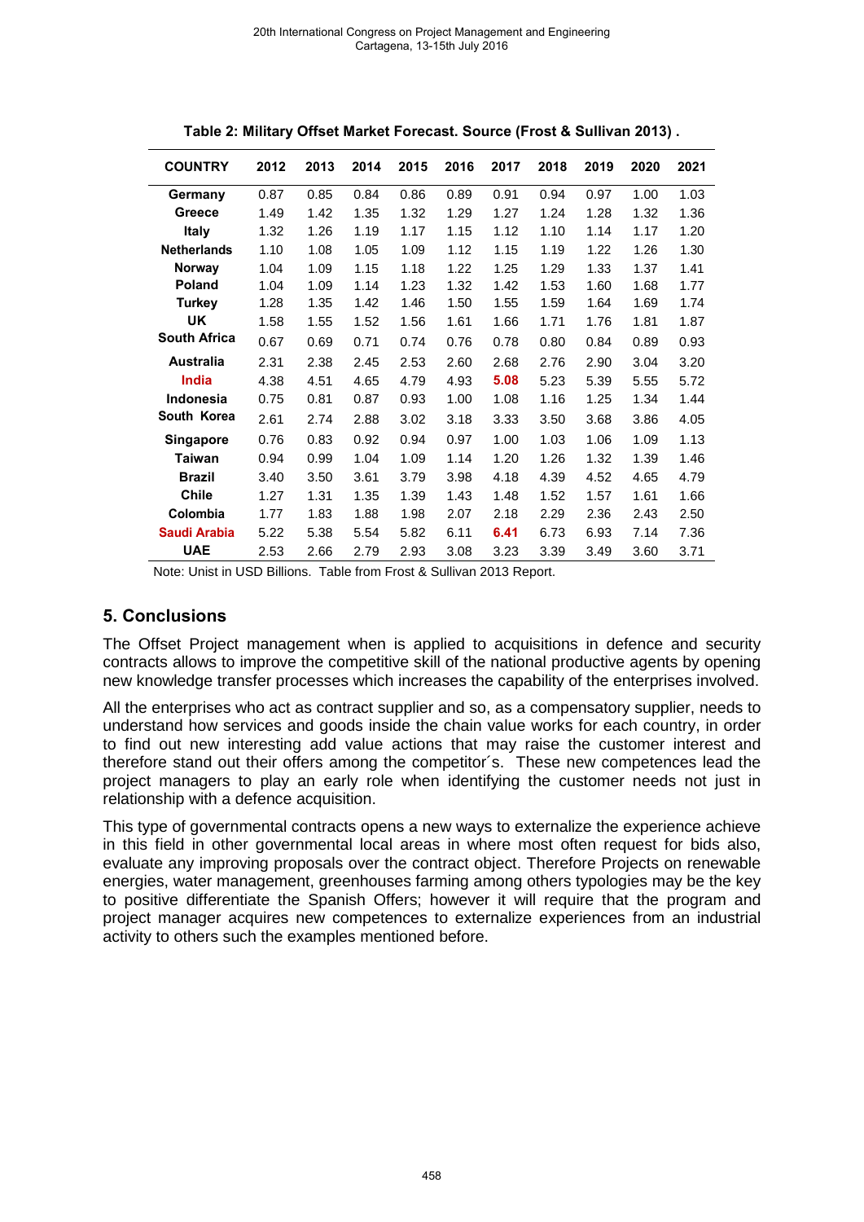**Table 2: Military Offset Market Forecast. Source (Frost & Sullivan 2013) .**

| COUNTRY | 2012 | 2013 | 2014 | 2015 | 2016 | 2017 | 2018 | 2019 | 2020 | 2021 |
|---|---|---|---|---|---|---|---|---|---|---|
| Germany | 0.87 | 0.85 | 0.84 | 0.86 | 0.89 | 0.91 | 0.94 | 0.97 | 1.00 | 1.03 |
| Greece | 1.49 | 1.42 | 1.35 | 1.32 | 1.29 | 1.27 | 1.24 | 1.28 | 1.32 | 1.36 |
| Italy | 1.32 | 1.26 | 1.19 | 1.17 | 1.15 | 1.12 | 1.10 | 1.14 | 1.17 | 1.20 |
| Netherlands | 1.10 | 1.08 | 1.05 | 1.09 | 1.12 | 1.15 | 1.19 | 1.22 | 1.26 | 1.30 |
| Norway | 1.04 | 1.09 | 1.15 | 1.18 | 1.22 | 1.25 | 1.29 | 1.33 | 1.37 | 1.41 |
| Poland | 1.04 | 1.09 | 1.14 | 1.23 | 1.32 | 1.42 | 1.53 | 1.60 | 1.68 | 1.77 |
| Turkey | 1.28 | 1.35 | 1.42 | 1.46 | 1.50 | 1.55 | 1.59 | 1.64 | 1.69 | 1.74 |
| UK | 1.58 | 1.55 | 1.52 | 1.56 | 1.61 | 1.66 | 1.71 | 1.76 | 1.81 | 1.87 |
| South Africa | 0.67 | 0.69 | 0.71 | 0.74 | 0.76 | 0.78 | 0.80 | 0.84 | 0.89 | 0.93 |
| Australia | 2.31 | 2.38 | 2.45 | 2.53 | 2.60 | 2.68 | 2.76 | 2.90 | 3.04 | 3.20 |
| India | 4.38 | 4.51 | 4.65 | 4.79 | 4.93 | 5.08 | 5.23 | 5.39 | 5.55 | 5.72 |
| Indonesia | 0.75 | 0.81 | 0.87 | 0.93 | 1.00 | 1.08 | 1.16 | 1.25 | 1.34 | 1.44 |
| South Korea | 2.61 | 2.74 | 2.88 | 3.02 | 3.18 | 3.33 | 3.50 | 3.68 | 3.86 | 4.05 |
| Singapore | 0.76 | 0.83 | 0.92 | 0.94 | 0.97 | 1.00 | 1.03 | 1.06 | 1.09 | 1.13 |
| Taiwan | 0.94 | 0.99 | 1.04 | 1.09 | 1.14 | 1.20 | 1.26 | 1.32 | 1.39 | 1.46 |
| Brazil | 3.40 | 3.50 | 3.61 | 3.79 | 3.98 | 4.18 | 4.39 | 4.52 | 4.65 | 4.79 |
| Chile | 1.27 | 1.31 | 1.35 | 1.39 | 1.43 | 1.48 | 1.52 | 1.57 | 1.61 | 1.66 |
| Colombia | 1.77 | 1.83 | 1.88 | 1.98 | 2.07 | 2.18 | 2.29 | 2.36 | 2.43 | 2.50 |
| Saudi Arabia | 5.22 | 5.38 | 5.54 | 5.82 | 6.11 | 6.41 | 6.73 | 6.93 | 7.14 | 7.36 |
| UAE | 2.53 | 2.66 | 2.79 | 2.93 | 3.08 | 3.23 | 3.39 | 3.49 | 3.60 | 3.71 |

Note: Unist in USD Billions. Table from Frost & Sullivan 2013 Report.

## 5. Conclusions

The Offset Project management when is applied to acquisitions in defence and security contracts allows to improve the competitive skill of the national productive agents by opening new knowledge transfer processes which increases the capability of the enterprises involved.

All the enterprises who act as contract supplier and so, as a compensatory supplier, needs to understand how services and goods inside the chain value works for each country, in order to find out new interesting add value actions that may raise the customer interest and therefore stand out their offers among the competitor´s. These new competences lead the project managers to play an early role when identifying the customer needs not just in relationship with a defence acquisition.

This type of governmental contracts opens a new ways to externalize the experience achieve in this field in other governmental local areas in where most often request for bids also, evaluate any improving proposals over the contract object. Therefore Projects on renewable energies, water management, greenhouses farming among others typologies may be the key to positive differentiate the Spanish Offers; however it will require that the program and project manager acquires new competences to externalize experiences from an industrial activity to others such the examples mentioned before.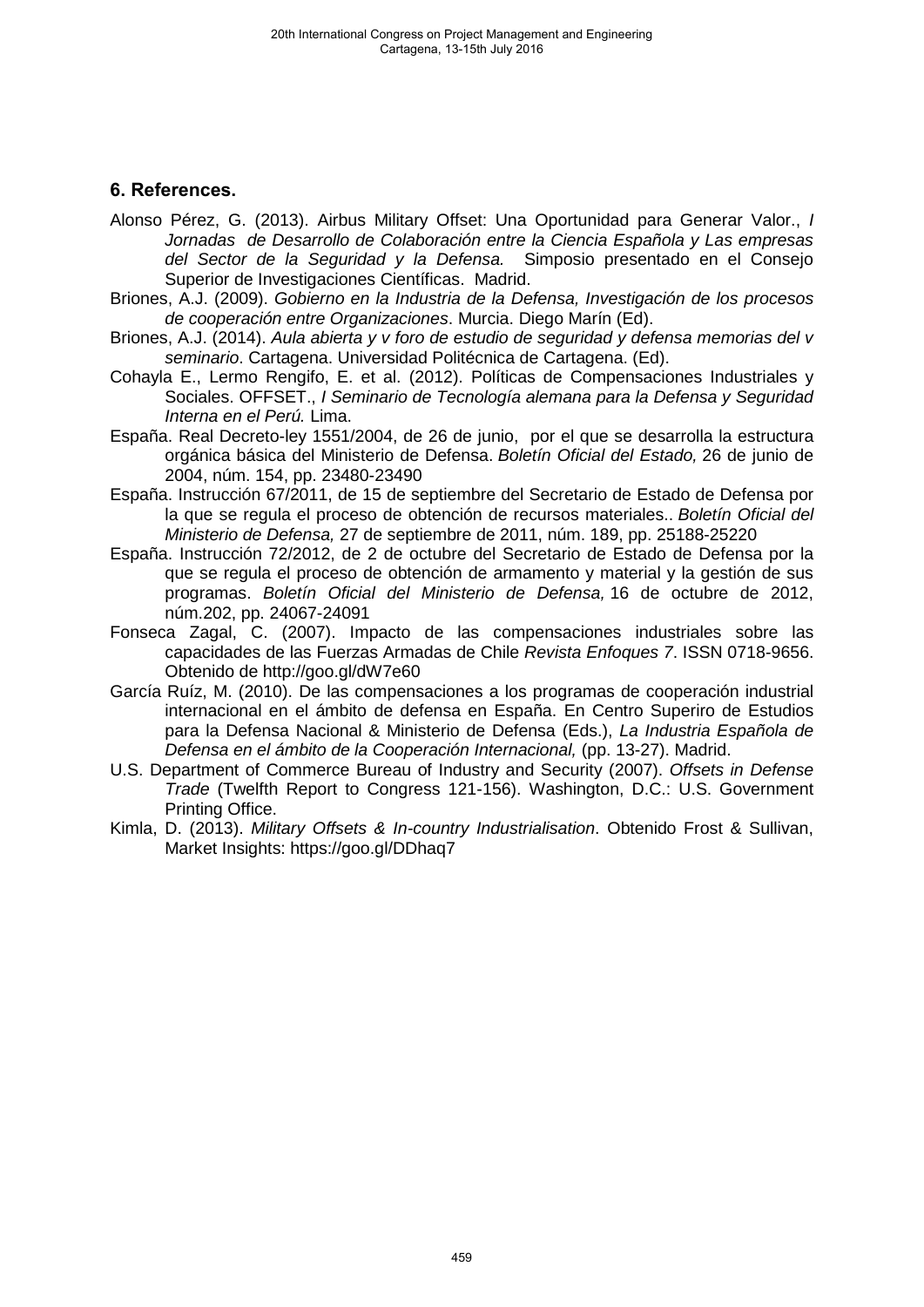## 6. References.

Alonso Pérez, G. (2013). Airbus Military Offset: Una Oportunidad para Generar Valor., *I Jornadas de Desarrollo de Colaboración entre la Ciencia Española y Las empresas del Sector de la Seguridad y la Defensa.* Simposio presentado en el Consejo Superior de Investigaciones Científicas. Madrid.

Briones, A.J. (2009). *Gobierno en la Industria de la Defensa, Investigación de los procesos de cooperación entre Organizaciones*. Murcia. Diego Marín (Ed).

Briones, A.J. (2014). *Aula abierta y v foro de estudio de seguridad y defensa memorias del v seminario*. Cartagena. Universidad Politécnica de Cartagena. (Ed).

Cohayla E., Lermo Rengifo, E. et al. (2012). Políticas de Compensaciones Industriales y Sociales. OFFSET., *I Seminario de Tecnología alemana para la Defensa y Seguridad Interna en el Perú.* Lima.

España. Real Decreto-ley 1551/2004, de 26 de junio, por el que se desarrolla la estructura orgánica básica del Ministerio de Defensa. *Boletín Oficial del Estado,* 26 de junio de 2004, núm. 154, pp. 23480-23490

España. Instrucción 67/2011, de 15 de septiembre del Secretario de Estado de Defensa por la que se regula el proceso de obtención de recursos materiales.. *Boletín Oficial del Ministerio de Defensa,* 27 de septiembre de 2011, núm. 189, pp. 25188-25220

España. Instrucción 72/2012, de 2 de octubre del Secretario de Estado de Defensa por la que se regula el proceso de obtención de armamento y material y la gestión de sus programas. *Boletín Oficial del Ministerio de Defensa,* 16 de octubre de 2012, núm.202, pp. 24067-24091

Fonseca Zagal, C. (2007). Impacto de las compensaciones industriales sobre las capacidades de las Fuerzas Armadas de Chile *Revista Enfoques 7*. ISSN 0718-9656. Obtenido de http://goo.gl/dW7e60

García Ruíz, M. (2010). De las compensaciones a los programas de cooperación industrial internacional en el ámbito de defensa en España. En Centro Superiro de Estudios para la Defensa Nacional & Ministerio de Defensa (Eds.), *La Industria Española de Defensa en el ámbito de la Cooperación Internacional,* (pp. 13-27). Madrid.

U.S. Department of Commerce Bureau of Industry and Security (2007). *Offsets in Defense Trade* (Twelfth Report to Congress 121-156). Washington, D.C.: U.S. Government Printing Office.

Kimla, D. (2013). *Military Offsets & In-country Industrialisation*. Obtenido Frost & Sullivan, Market Insights: https://goo.gl/DDhaq7